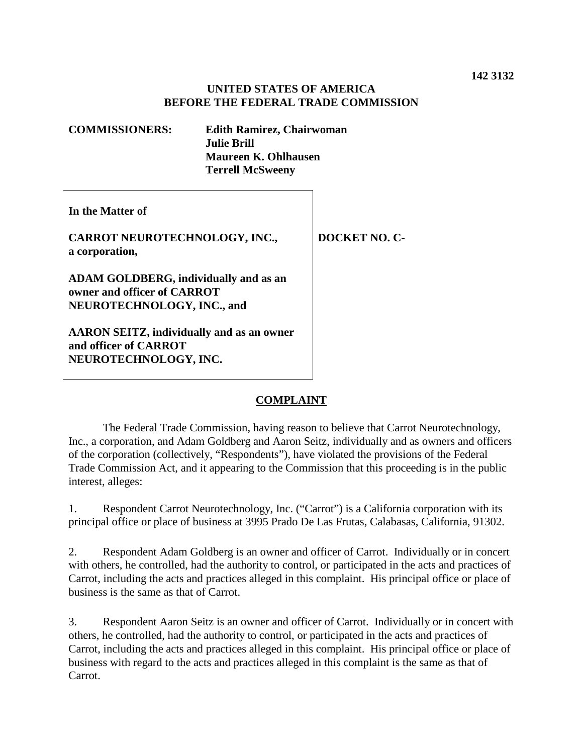142 3132

**UNITED STATES OF AMERICA**
**BEFORE THE FEDERAL TRADE COMMISSION**

**COMMISSIONERS:** **Edith Ramirez, Chairwoman**
**Julie Brill**
**Maureen K. Ohlhausen**
**Terrell McSweeny**

| | |
|---|---|
| **In the Matter of**<br><br>**CARROT NEUROTECHNOLOGY, INC., a corporation,**<br><br>**ADAM GOLDBERG, individually and as an owner and officer of CARROT NEUROTECHNOLOGY, INC., and**<br><br>**AARON SEITZ, individually and as an owner and officer of CARROT NEUROTECHNOLOGY, INC.** | **DOCKET NO. C-** |

## COMPLAINT

The Federal Trade Commission, having reason to believe that Carrot Neurotechnology, Inc., a corporation, and Adam Goldberg and Aaron Seitz, individually and as owners and officers of the corporation (collectively, "Respondents"), have violated the provisions of the Federal Trade Commission Act, and it appearing to the Commission that this proceeding is in the public interest, alleges:

1. Respondent Carrot Neurotechnology, Inc. ("Carrot") is a California corporation with its principal office or place of business at 3995 Prado De Las Frutas, Calabasas, California, 91302.

2. Respondent Adam Goldberg is an owner and officer of Carrot. Individually or in concert with others, he controlled, had the authority to control, or participated in the acts and practices of Carrot, including the acts and practices alleged in this complaint. His principal office or place of business is the same as that of Carrot.

3. Respondent Aaron Seitz is an owner and officer of Carrot. Individually or in concert with others, he controlled, had the authority to control, or participated in the acts and practices of Carrot, including the acts and practices alleged in this complaint. His principal office or place of business with regard to the acts and practices alleged in this complaint is the same as that of Carrot.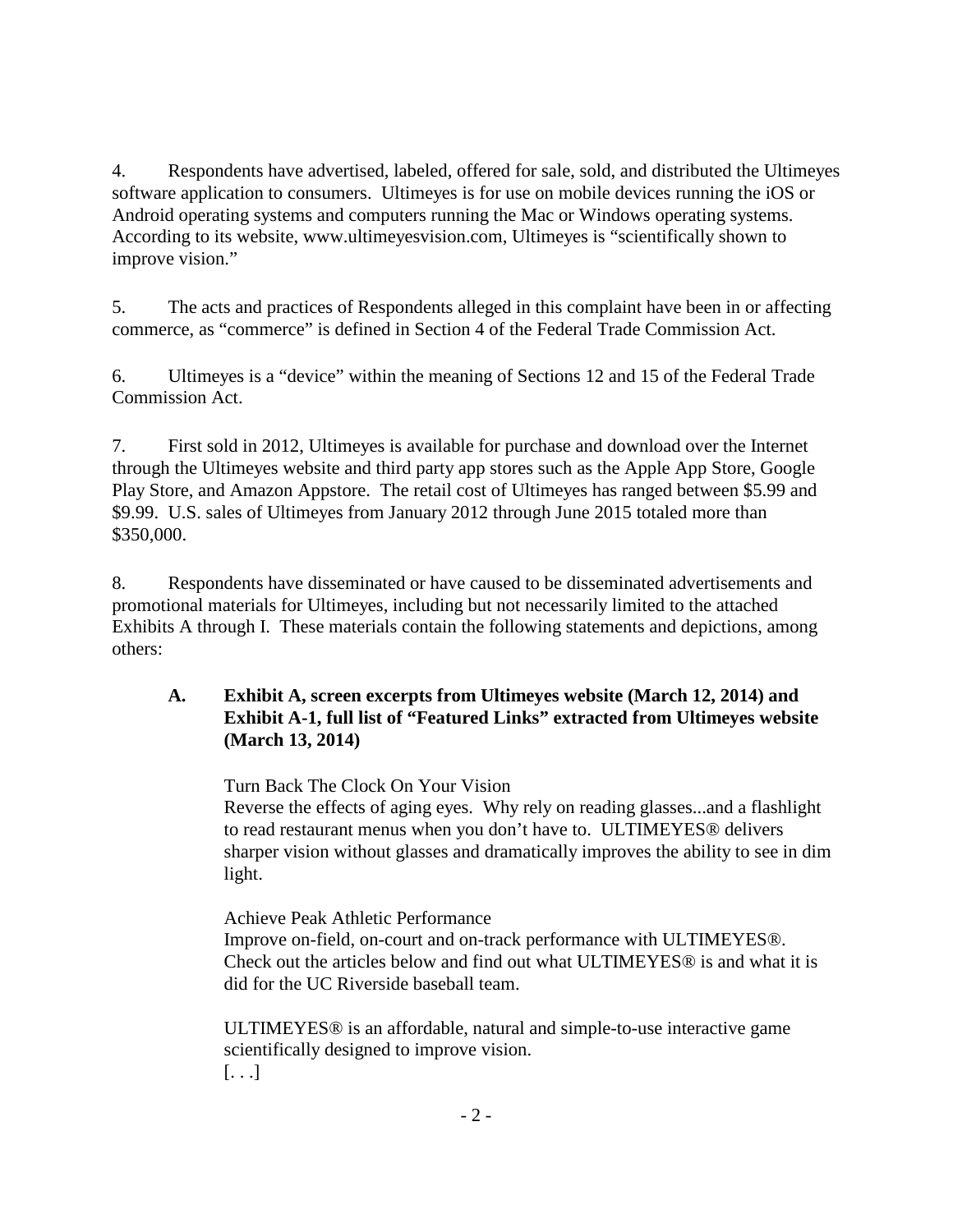4. Respondents have advertised, labeled, offered for sale, sold, and distributed the Ultimeyes software application to consumers. Ultimeyes is for use on mobile devices running the iOS or Android operating systems and computers running the Mac or Windows operating systems. According to its website, www.ultimeyesvision.com, Ultimeyes is "scientifically shown to improve vision."

5. The acts and practices of Respondents alleged in this complaint have been in or affecting commerce, as "commerce" is defined in Section 4 of the Federal Trade Commission Act.

6. Ultimeyes is a "device" within the meaning of Sections 12 and 15 of the Federal Trade Commission Act.

7. First sold in 2012, Ultimeyes is available for purchase and download over the Internet through the Ultimeyes website and third party app stores such as the Apple App Store, Google Play Store, and Amazon Appstore. The retail cost of Ultimeyes has ranged between $5.99 and $9.99. U.S. sales of Ultimeyes from January 2012 through June 2015 totaled more than $350,000.

8. Respondents have disseminated or have caused to be disseminated advertisements and promotional materials for Ultimeyes, including but not necessarily limited to the attached Exhibits A through I. These materials contain the following statements and depictions, among others:

**A. Exhibit A, screen excerpts from Ultimeyes website (March 12, 2014) and Exhibit A-1, full list of "Featured Links" extracted from Ultimeyes website (March 13, 2014)**

> Turn Back The Clock On Your Vision
> Reverse the effects of aging eyes. Why rely on reading glasses...and a flashlight to read restaurant menus when you don't have to. ULTIMEYES® delivers sharper vision without glasses and dramatically improves the ability to see in dim light.
>
> Achieve Peak Athletic Performance
> Improve on-field, on-court and on-track performance with ULTIMEYES®. Check out the articles below and find out what ULTIMEYES® is and what it is did for the UC Riverside baseball team.
>
> ULTIMEYES® is an affordable, natural and simple-to-use interactive game scientifically designed to improve vision.
> [. . .]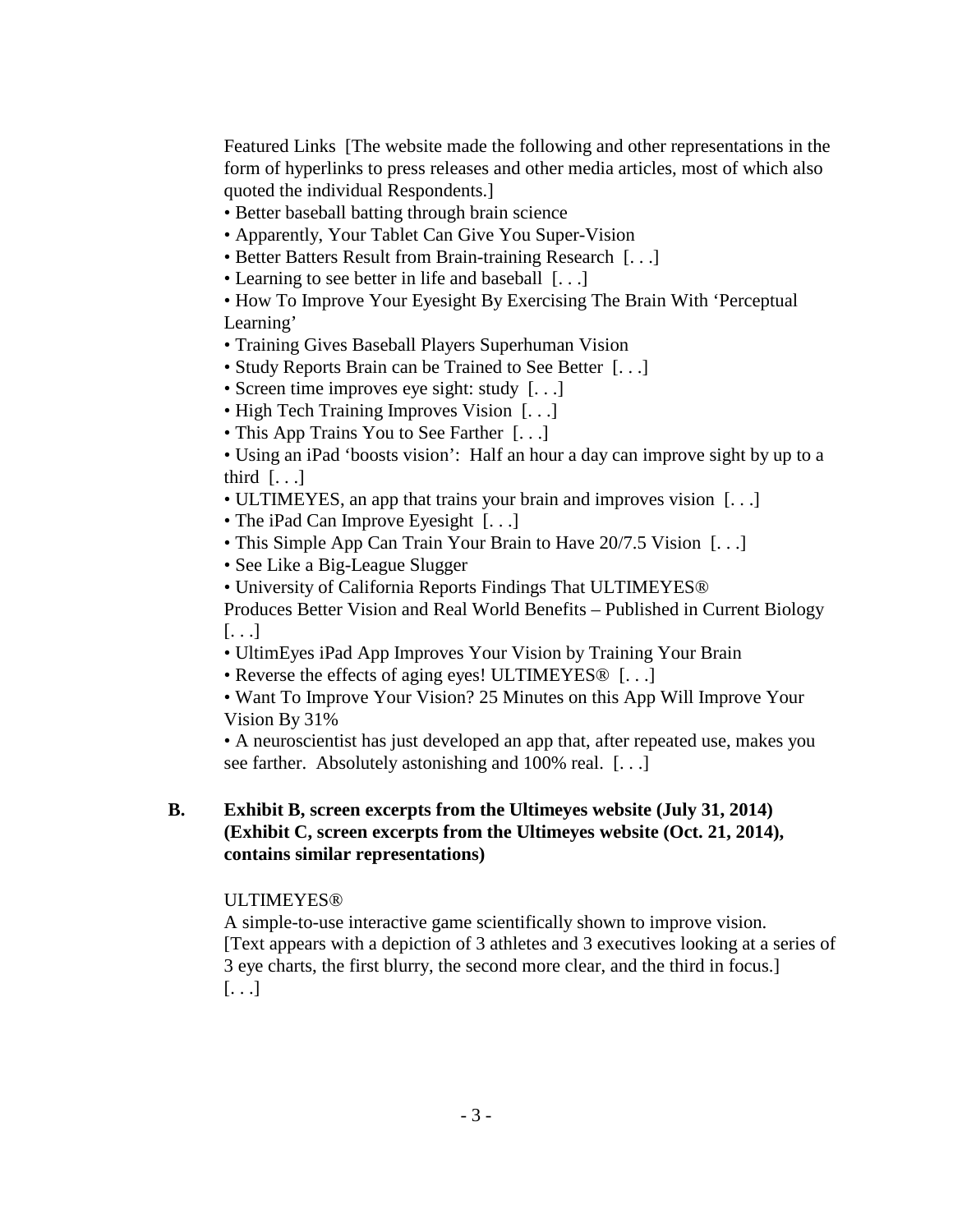Featured Links [The website made the following and other representations in the form of hyperlinks to press releases and other media articles, most of which also quoted the individual Respondents.]

- Better baseball batting through brain science
- Apparently, Your Tablet Can Give You Super-Vision
- Better Batters Result from Brain-training Research [. . .]
- Learning to see better in life and baseball [. . .]
- How To Improve Your Eyesight By Exercising The Brain With 'Perceptual Learning'
- Training Gives Baseball Players Superhuman Vision
- Study Reports Brain can be Trained to See Better [. . .]
- Screen time improves eye sight: study [. . .]
- High Tech Training Improves Vision [. . .]
- This App Trains You to See Farther [. . .]
- Using an iPad 'boosts vision': Half an hour a day can improve sight by up to a third [. . .]
- ULTIMEYES, an app that trains your brain and improves vision [. . .]
- The iPad Can Improve Eyesight [. . .]
- This Simple App Can Train Your Brain to Have 20/7.5 Vision [. . .]
- See Like a Big-League Slugger
- University of California Reports Findings That ULTIMEYES® Produces Better Vision and Real World Benefits – Published in Current Biology [. . .]
- UltimEyes iPad App Improves Your Vision by Training Your Brain
- Reverse the effects of aging eyes! ULTIMEYES® [. . .]
- Want To Improve Your Vision? 25 Minutes on this App Will Improve Your Vision By 31%
- A neuroscientist has just developed an app that, after repeated use, makes you see farther. Absolutely astonishing and 100% real. [. . .]

**B. Exhibit B, screen excerpts from the Ultimeyes website (July 31, 2014) (Exhibit C, screen excerpts from the Ultimeyes website (Oct. 21, 2014), contains similar representations)**

ULTIMEYES®
A simple-to-use interactive game scientifically shown to improve vision.
[Text appears with a depiction of 3 athletes and 3 executives looking at a series of 3 eye charts, the first blurry, the second more clear, and the third in focus.]
[. . .]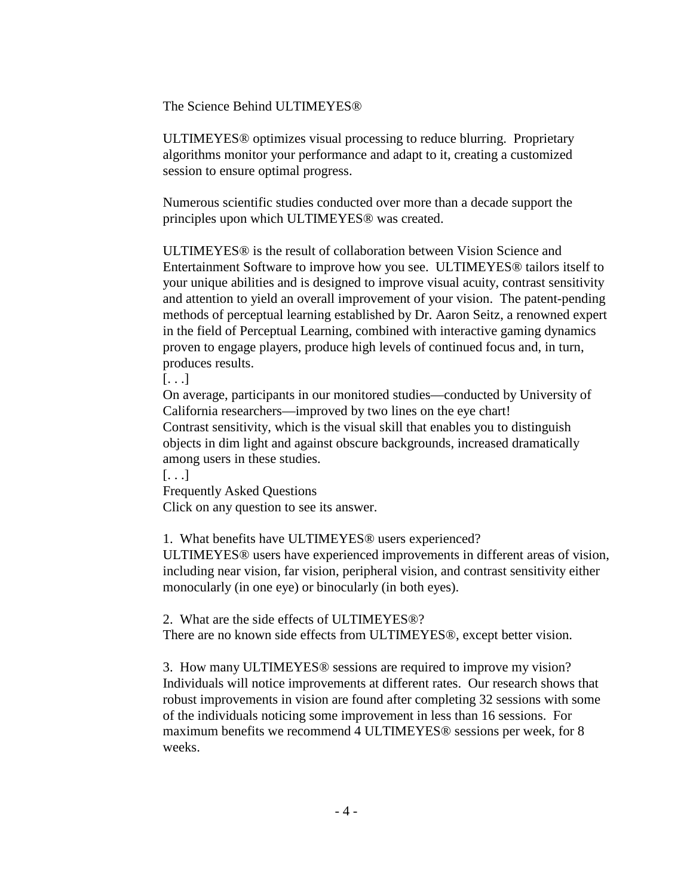The Science Behind ULTIMEYES®

ULTIMEYES® optimizes visual processing to reduce blurring. Proprietary algorithms monitor your performance and adapt to it, creating a customized session to ensure optimal progress.

Numerous scientific studies conducted over more than a decade support the principles upon which ULTIMEYES® was created.

ULTIMEYES® is the result of collaboration between Vision Science and Entertainment Software to improve how you see. ULTIMEYES® tailors itself to your unique abilities and is designed to improve visual acuity, contrast sensitivity and attention to yield an overall improvement of your vision. The patent-pending methods of perceptual learning established by Dr. Aaron Seitz, a renowned expert in the field of Perceptual Learning, combined with interactive gaming dynamics proven to engage players, produce high levels of continued focus and, in turn, produces results.

[. . .]

On average, participants in our monitored studies—conducted by University of California researchers—improved by two lines on the eye chart!

Contrast sensitivity, which is the visual skill that enables you to distinguish objects in dim light and against obscure backgrounds, increased dramatically among users in these studies.

[. . .]

Frequently Asked Questions

Click on any question to see its answer.

1. What benefits have ULTIMEYES® users experienced?

ULTIMEYES® users have experienced improvements in different areas of vision, including near vision, far vision, peripheral vision, and contrast sensitivity either monocularly (in one eye) or binocularly (in both eyes).

2. What are the side effects of ULTIMEYES®?

There are no known side effects from ULTIMEYES®, except better vision.

3. How many ULTIMEYES® sessions are required to improve my vision?

Individuals will notice improvements at different rates. Our research shows that robust improvements in vision are found after completing 32 sessions with some of the individuals noticing some improvement in less than 16 sessions. For maximum benefits we recommend 4 ULTIMEYES® sessions per week, for 8 weeks.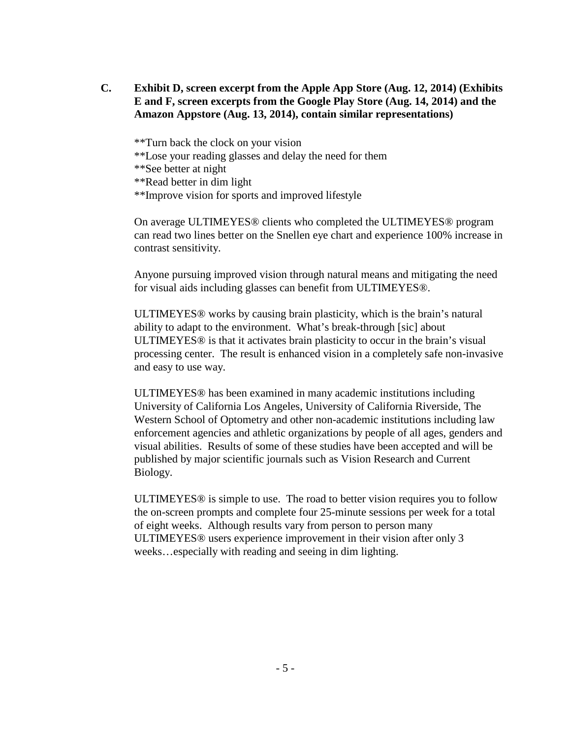**C. Exhibit D, screen excerpt from the Apple App Store (Aug. 12, 2014) (Exhibits E and F, screen excerpts from the Google Play Store (Aug. 14, 2014) and the Amazon Appstore (Aug. 13, 2014), contain similar representations)**

**Turn back the clock on your vision
**Lose your reading glasses and delay the need for them
**See better at night
**Read better in dim light
**Improve vision for sports and improved lifestyle

On average ULTIMEYES® clients who completed the ULTIMEYES® program can read two lines better on the Snellen eye chart and experience 100% increase in contrast sensitivity.

Anyone pursuing improved vision through natural means and mitigating the need for visual aids including glasses can benefit from ULTIMEYES®.

ULTIMEYES® works by causing brain plasticity, which is the brain's natural ability to adapt to the environment. What's break-through [sic] about ULTIMEYES® is that it activates brain plasticity to occur in the brain's visual processing center. The result is enhanced vision in a completely safe non-invasive and easy to use way.

ULTIMEYES® has been examined in many academic institutions including University of California Los Angeles, University of California Riverside, The Western School of Optometry and other non-academic institutions including law enforcement agencies and athletic organizations by people of all ages, genders and visual abilities. Results of some of these studies have been accepted and will be published by major scientific journals such as Vision Research and Current Biology.

ULTIMEYES® is simple to use. The road to better vision requires you to follow the on-screen prompts and complete four 25-minute sessions per week for a total of eight weeks. Although results vary from person to person many ULTIMEYES® users experience improvement in their vision after only 3 weeks…especially with reading and seeing in dim lighting.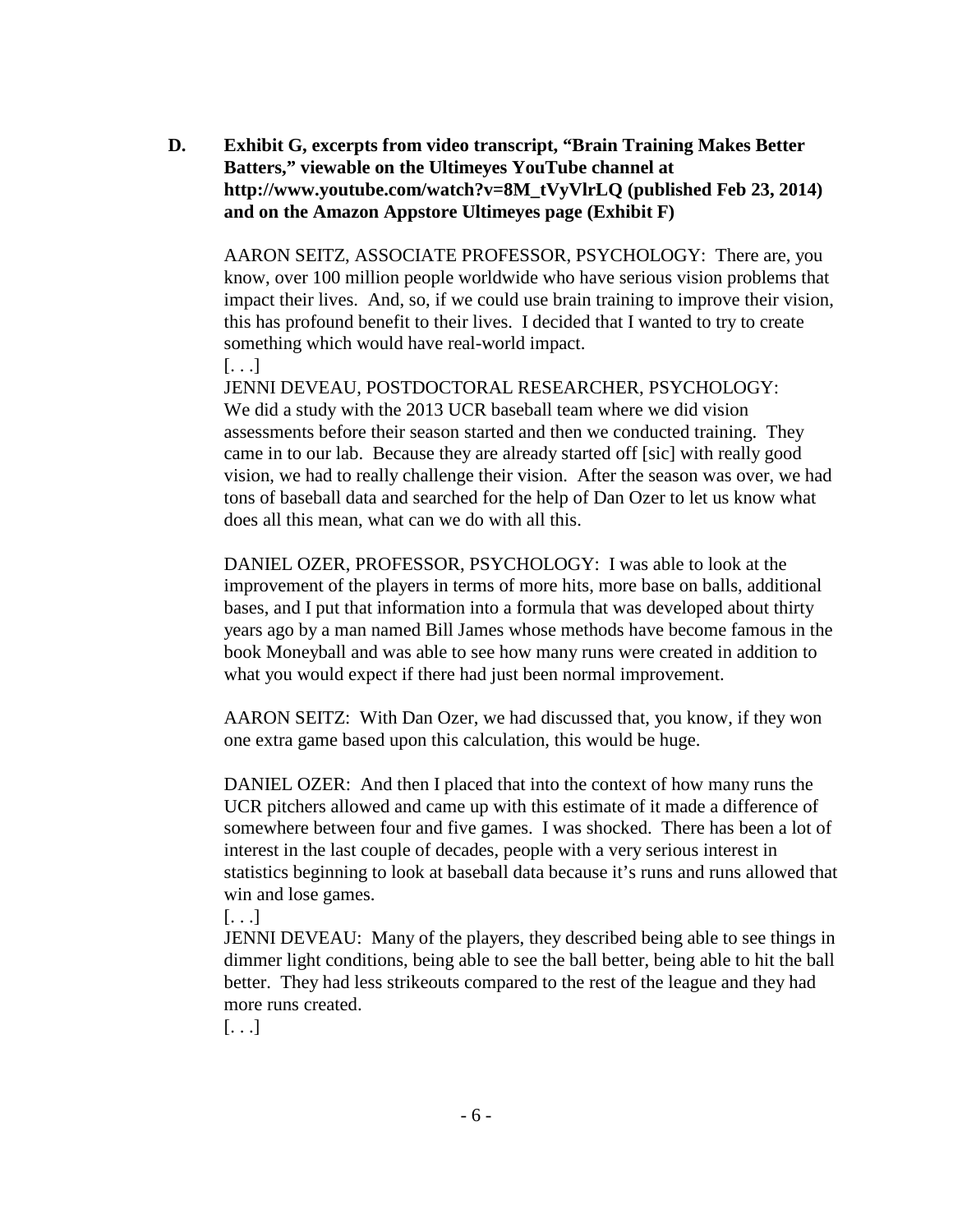**D. Exhibit G, excerpts from video transcript, "Brain Training Makes Better Batters," viewable on the Ultimeyes YouTube channel at http://www.youtube.com/watch?v=8M_tVyVlrLQ (published Feb 23, 2014) and on the Amazon Appstore Ultimeyes page (Exhibit F)**

AARON SEITZ, ASSOCIATE PROFESSOR, PSYCHOLOGY: There are, you know, over 100 million people worldwide who have serious vision problems that impact their lives. And, so, if we could use brain training to improve their vision, this has profound benefit to their lives. I decided that I wanted to try to create something which would have real-world impact.

[. . .]

JENNI DEVEAU, POSTDOCTORAL RESEARCHER, PSYCHOLOGY: We did a study with the 2013 UCR baseball team where we did vision assessments before their season started and then we conducted training. They came in to our lab. Because they are already started off [sic] with really good vision, we had to really challenge their vision. After the season was over, we had tons of baseball data and searched for the help of Dan Ozer to let us know what does all this mean, what can we do with all this.

DANIEL OZER, PROFESSOR, PSYCHOLOGY: I was able to look at the improvement of the players in terms of more hits, more base on balls, additional bases, and I put that information into a formula that was developed about thirty years ago by a man named Bill James whose methods have become famous in the book Moneyball and was able to see how many runs were created in addition to what you would expect if there had just been normal improvement.

AARON SEITZ: With Dan Ozer, we had discussed that, you know, if they won one extra game based upon this calculation, this would be huge.

DANIEL OZER: And then I placed that into the context of how many runs the UCR pitchers allowed and came up with this estimate of it made a difference of somewhere between four and five games. I was shocked. There has been a lot of interest in the last couple of decades, people with a very serious interest in statistics beginning to look at baseball data because it's runs and runs allowed that win and lose games.

[. . .]

JENNI DEVEAU: Many of the players, they described being able to see things in dimmer light conditions, being able to see the ball better, being able to hit the ball better. They had less strikeouts compared to the rest of the league and they had more runs created.

[. . .]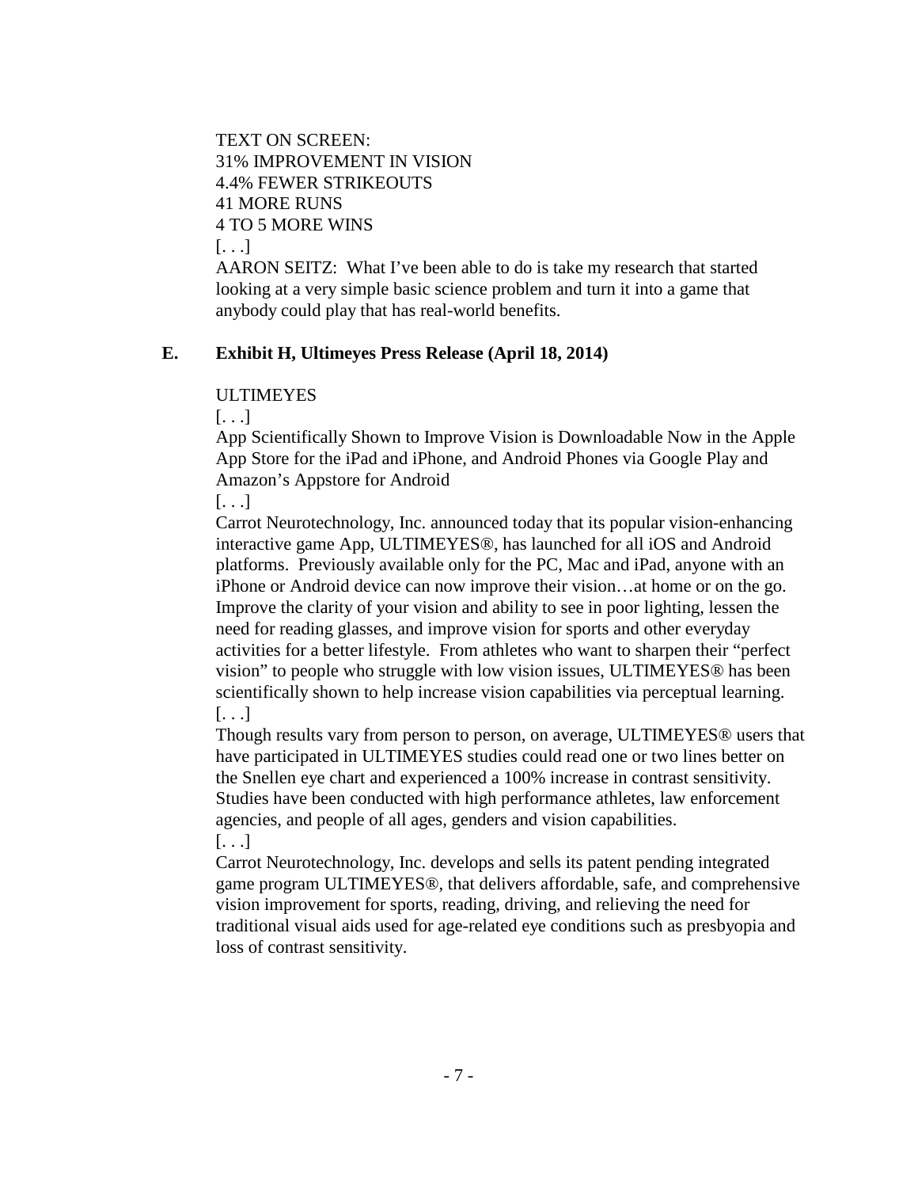TEXT ON SCREEN:
31% IMPROVEMENT IN VISION
4.4% FEWER STRIKEOUTS
41 MORE RUNS
4 TO 5 MORE WINS
[. . .]
AARON SEITZ: What I've been able to do is take my research that started looking at a very simple basic science problem and turn it into a game that anybody could play that has real-world benefits.

### E. Exhibit H, Ultimeyes Press Release (April 18, 2014)

ULTIMEYES
[. . .]
App Scientifically Shown to Improve Vision is Downloadable Now in the Apple App Store for the iPad and iPhone, and Android Phones via Google Play and Amazon's Appstore for Android
[. . .]
Carrot Neurotechnology, Inc. announced today that its popular vision-enhancing interactive game App, ULTIMEYES®, has launched for all iOS and Android platforms. Previously available only for the PC, Mac and iPad, anyone with an iPhone or Android device can now improve their vision…at home or on the go. Improve the clarity of your vision and ability to see in poor lighting, lessen the need for reading glasses, and improve vision for sports and other everyday activities for a better lifestyle. From athletes who want to sharpen their "perfect vision" to people who struggle with low vision issues, ULTIMEYES® has been scientifically shown to help increase vision capabilities via perceptual learning.
[. . .]
Though results vary from person to person, on average, ULTIMEYES® users that have participated in ULTIMEYES studies could read one or two lines better on the Snellen eye chart and experienced a 100% increase in contrast sensitivity. Studies have been conducted with high performance athletes, law enforcement agencies, and people of all ages, genders and vision capabilities.
[. . .]
Carrot Neurotechnology, Inc. develops and sells its patent pending integrated game program ULTIMEYES®, that delivers affordable, safe, and comprehensive vision improvement for sports, reading, driving, and relieving the need for traditional visual aids used for age-related eye conditions such as presbyopia and loss of contrast sensitivity.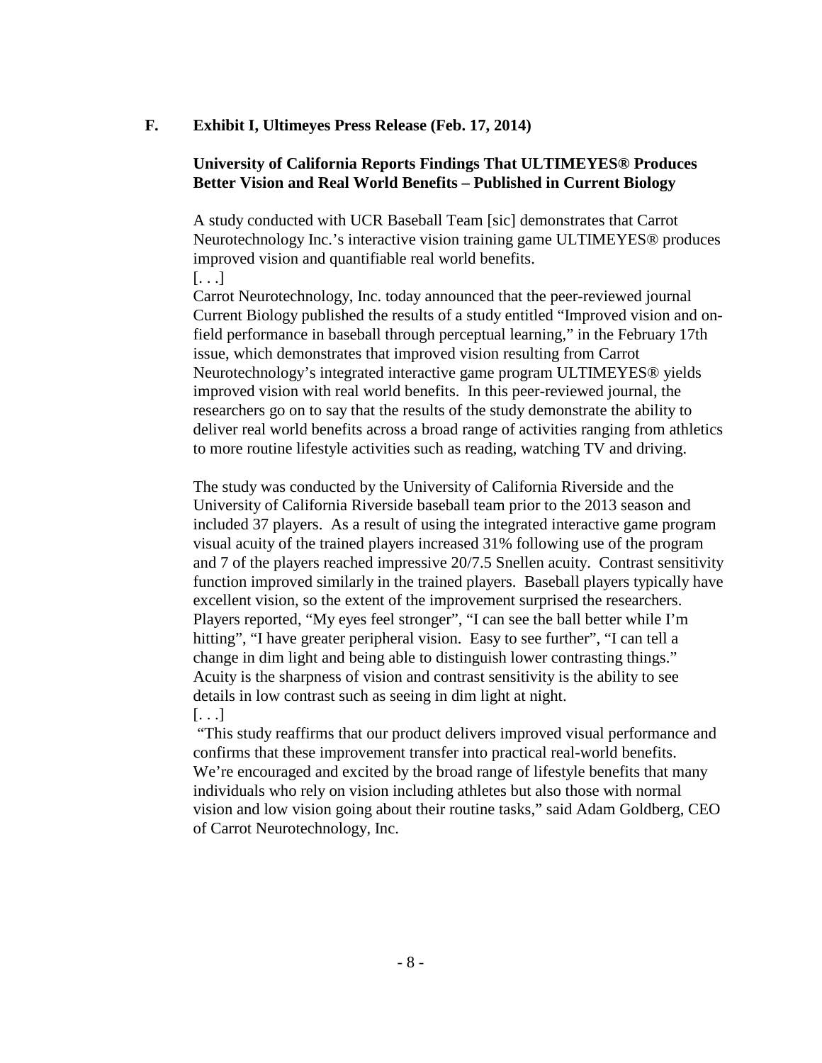## F. Exhibit I, Ultimeyes Press Release (Feb. 17, 2014)

### University of California Reports Findings That ULTIMEYES® Produces Better Vision and Real World Benefits – Published in Current Biology

A study conducted with UCR Baseball Team [sic] demonstrates that Carrot Neurotechnology Inc.'s interactive vision training game ULTIMEYES® produces improved vision and quantifiable real world benefits.
[. . .]
Carrot Neurotechnology, Inc. today announced that the peer-reviewed journal Current Biology published the results of a study entitled "Improved vision and on-field performance in baseball through perceptual learning," in the February 17th issue, which demonstrates that improved vision resulting from Carrot Neurotechnology's integrated interactive game program ULTIMEYES® yields improved vision with real world benefits. In this peer-reviewed journal, the researchers go on to say that the results of the study demonstrate the ability to deliver real world benefits across a broad range of activities ranging from athletics to more routine lifestyle activities such as reading, watching TV and driving.

The study was conducted by the University of California Riverside and the University of California Riverside baseball team prior to the 2013 season and included 37 players. As a result of using the integrated interactive game program visual acuity of the trained players increased 31% following use of the program and 7 of the players reached impressive 20/7.5 Snellen acuity. Contrast sensitivity function improved similarly in the trained players. Baseball players typically have excellent vision, so the extent of the improvement surprised the researchers. Players reported, "My eyes feel stronger", "I can see the ball better while I'm hitting", "I have greater peripheral vision. Easy to see further", "I can tell a change in dim light and being able to distinguish lower contrasting things." Acuity is the sharpness of vision and contrast sensitivity is the ability to see details in low contrast such as seeing in dim light at night.
[. . .]
"This study reaffirms that our product delivers improved visual performance and confirms that these improvement transfer into practical real-world benefits. We're encouraged and excited by the broad range of lifestyle benefits that many individuals who rely on vision including athletes but also those with normal vision and low vision going about their routine tasks," said Adam Goldberg, CEO of Carrot Neurotechnology, Inc.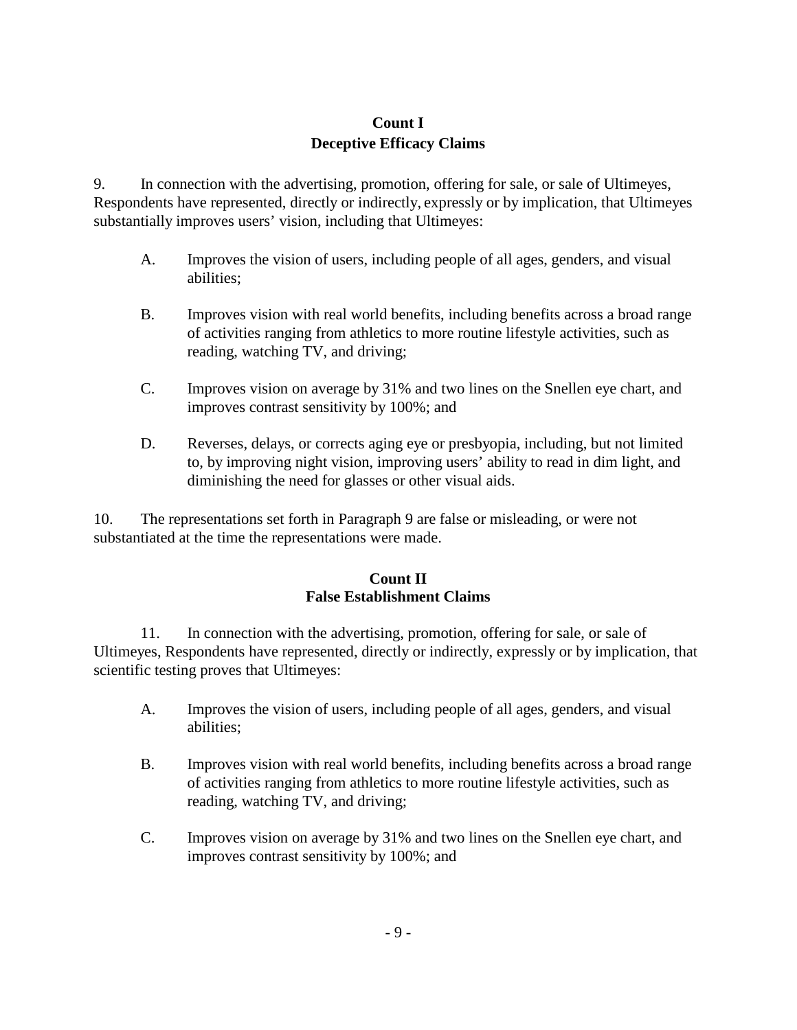**Count I**
**Deceptive Efficacy Claims**

9. In connection with the advertising, promotion, offering for sale, or sale of Ultimeyes, Respondents have represented, directly or indirectly, expressly or by implication, that Ultimeyes substantially improves users' vision, including that Ultimeyes:

A. Improves the vision of users, including people of all ages, genders, and visual abilities;

B. Improves vision with real world benefits, including benefits across a broad range of activities ranging from athletics to more routine lifestyle activities, such as reading, watching TV, and driving;

C. Improves vision on average by 31% and two lines on the Snellen eye chart, and improves contrast sensitivity by 100%; and

D. Reverses, delays, or corrects aging eye or presbyopia, including, but not limited to, by improving night vision, improving users' ability to read in dim light, and diminishing the need for glasses or other visual aids.

10. The representations set forth in Paragraph 9 are false or misleading, or were not substantiated at the time the representations were made.

**Count II**
**False Establishment Claims**

11. In connection with the advertising, promotion, offering for sale, or sale of Ultimeyes, Respondents have represented, directly or indirectly, expressly or by implication, that scientific testing proves that Ultimeyes:

A. Improves the vision of users, including people of all ages, genders, and visual abilities;

B. Improves vision with real world benefits, including benefits across a broad range of activities ranging from athletics to more routine lifestyle activities, such as reading, watching TV, and driving;

C. Improves vision on average by 31% and two lines on the Snellen eye chart, and improves contrast sensitivity by 100%; and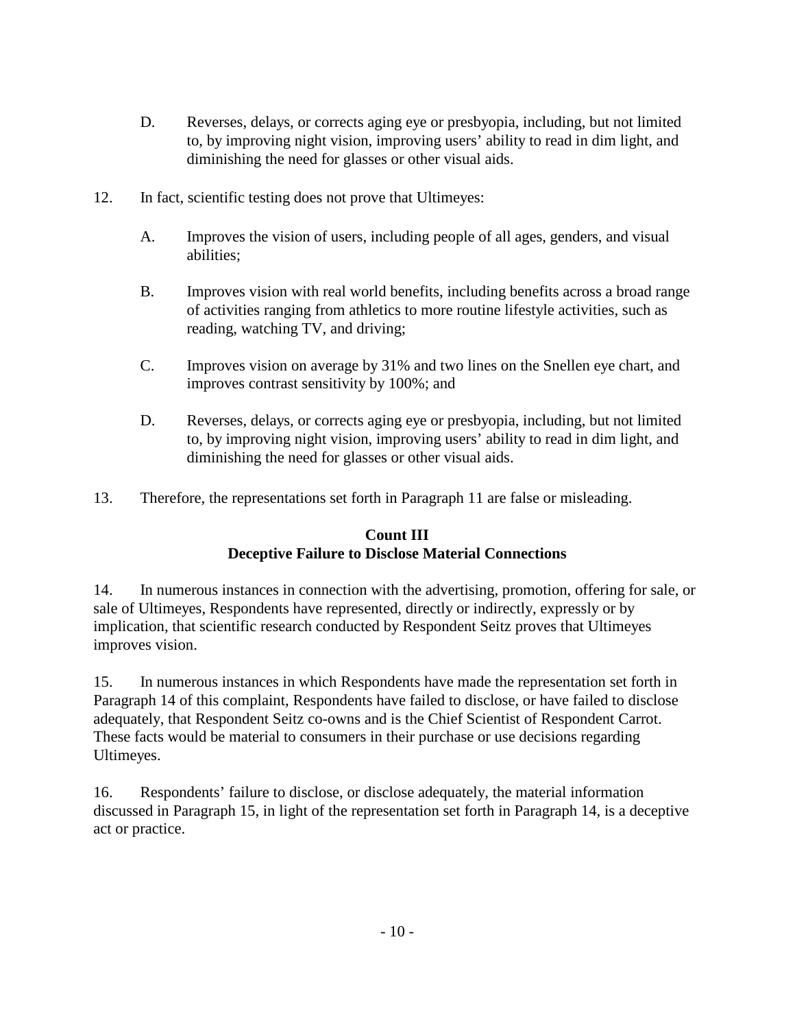D. Reverses, delays, or corrects aging eye or presbyopia, including, but not limited to, by improving night vision, improving users' ability to read in dim light, and diminishing the need for glasses or other visual aids.

12. In fact, scientific testing does not prove that Ultimeyes:

A. Improves the vision of users, including people of all ages, genders, and visual abilities;

B. Improves vision with real world benefits, including benefits across a broad range of activities ranging from athletics to more routine lifestyle activities, such as reading, watching TV, and driving;

C. Improves vision on average by 31% and two lines on the Snellen eye chart, and improves contrast sensitivity by 100%; and

D. Reverses, delays, or corrects aging eye or presbyopia, including, but not limited to, by improving night vision, improving users' ability to read in dim light, and diminishing the need for glasses or other visual aids.

13. Therefore, the representations set forth in Paragraph 11 are false or misleading.

**Count III**
**Deceptive Failure to Disclose Material Connections**

14. In numerous instances in connection with the advertising, promotion, offering for sale, or sale of Ultimeyes, Respondents have represented, directly or indirectly, expressly or by implication, that scientific research conducted by Respondent Seitz proves that Ultimeyes improves vision.

15. In numerous instances in which Respondents have made the representation set forth in Paragraph 14 of this complaint, Respondents have failed to disclose, or have failed to disclose adequately, that Respondent Seitz co-owns and is the Chief Scientist of Respondent Carrot. These facts would be material to consumers in their purchase or use decisions regarding Ultimeyes.

16. Respondents' failure to disclose, or disclose adequately, the material information discussed in Paragraph 15, in light of the representation set forth in Paragraph 14, is a deceptive act or practice.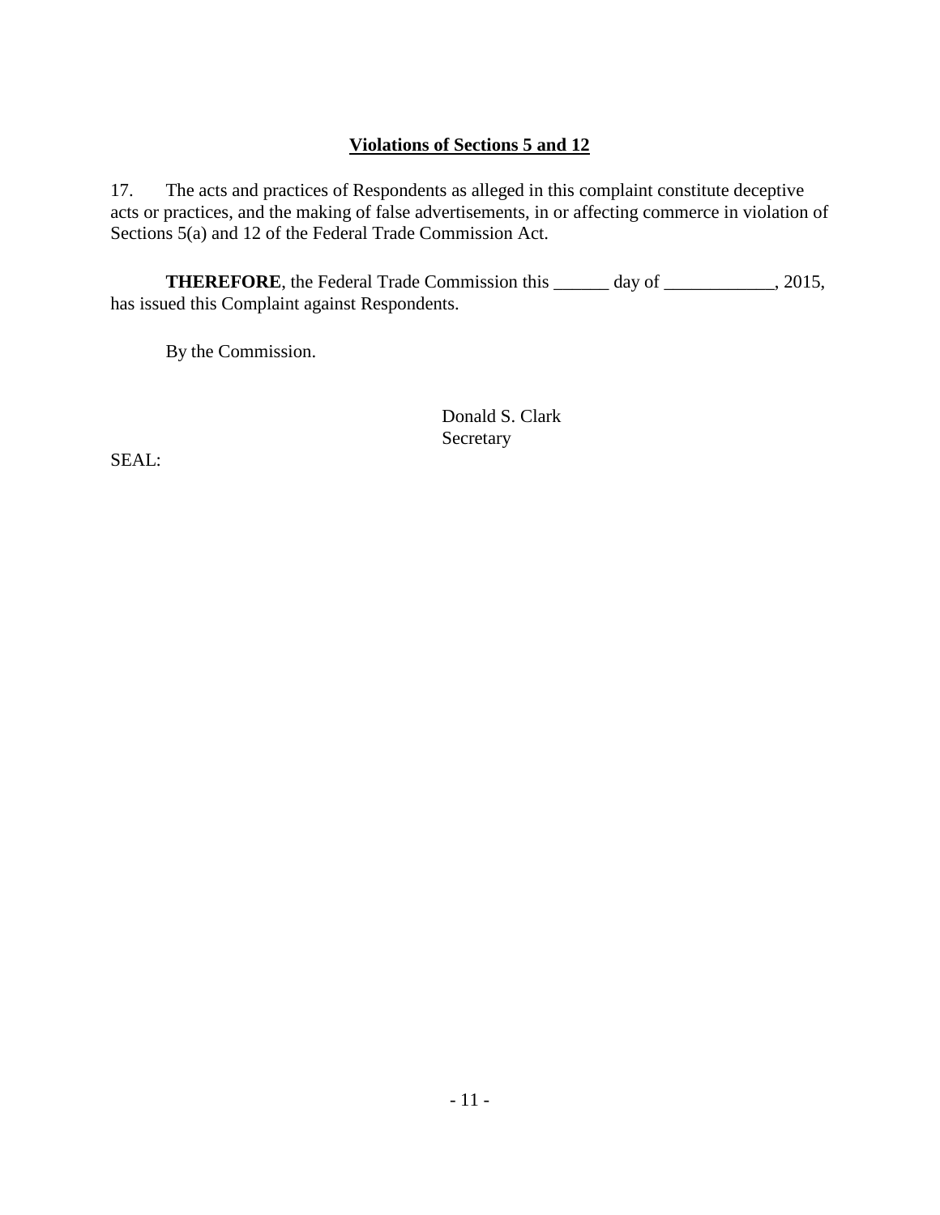## Violations of Sections 5 and 12

17. The acts and practices of Respondents as alleged in this complaint constitute deceptive acts or practices, and the making of false advertisements, in or affecting commerce in violation of Sections 5(a) and 12 of the Federal Trade Commission Act.

**THEREFORE**, the Federal Trade Commission this ______ day of ____________, 2015, has issued this Complaint against Respondents.

By the Commission.

Donald S. Clark
Secretary

SEAL: